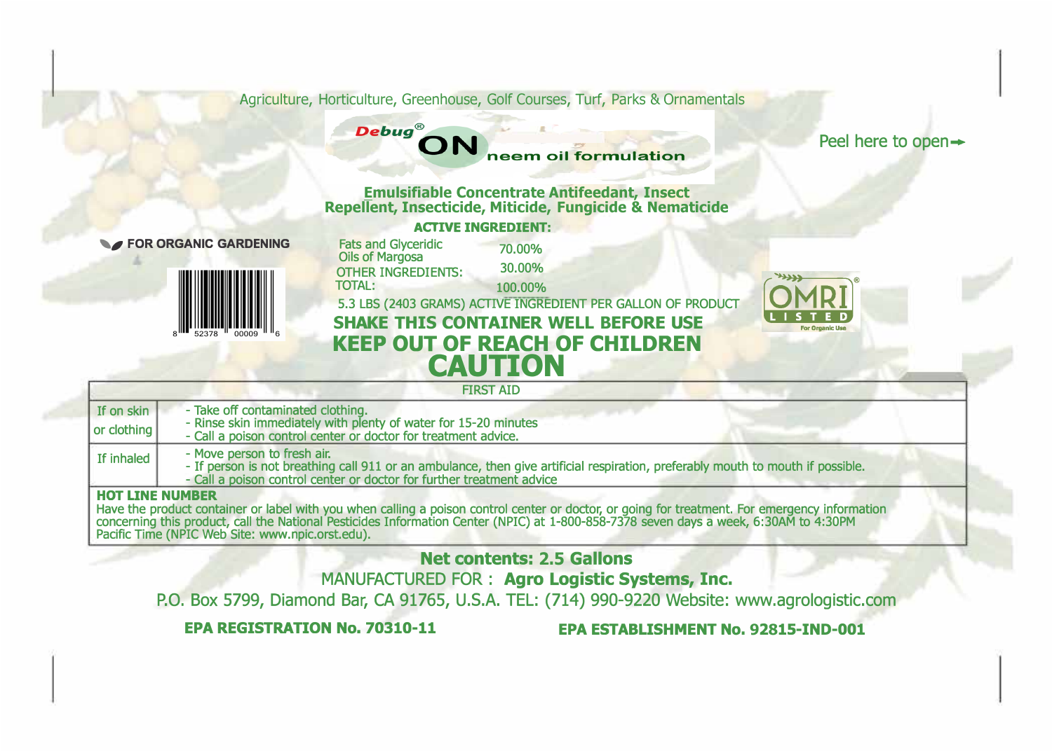Agriculture, Horticulture, Greenhouse, Golf Courses, Turf, Parks & Ornamentals

# Debug® ON neem oil formulation

Peel here to open→

**Emulsifiable Concentrate Antifeedant, Insect Repellent, Insecticide, Miticide, Fungicide & Nematicide**

FOR ORGANIC GARDENING

8 52378 00009 6

**ACTIVE INGREDIENT:**

| | |
|---|---|
| Fats and Glyceridic Oils of Margosa | 70.00% |
| OTHER INGREDIENTS: | 30.00% |
| TOTAL: | 100.00% |

5.3 LBS (2403 GRAMS) ACTIVE INGREDIENT PER GALLON OF PRODUCT

OMRI LISTED For Organic Use

**SHAKE THIS CONTAINER WELL BEFORE USE**

**KEEP OUT OF REACH OF CHILDREN**

## CAUTION

| FIRST AID | |
|---|---|
| If on skin or clothing | - Take off contaminated clothing.<br>- Rinse skin immediately with plenty of water for 15-20 minutes<br>- Call a poison control center or doctor for treatment advice. |
| If inhaled | - Move person to fresh air.<br>- If person is not breathing call 911 or an ambulance, then give artificial respiration, preferably mouth to mouth if possible.<br>- Call a poison control center or doctor for further treatment advice |

**HOT LINE NUMBER**

Have the product container or label with you when calling a poison control center or doctor, or going for treatment. For emergency information concerning this product, call the National Pesticides Information Center (NPIC) at 1-800-858-7378 seven days a week, 6:30AM to 4:30PM Pacific Time (NPIC Web Site: www.npic.orst.edu).

**Net contents: 2.5 Gallons**

MANUFACTURED FOR : **Agro Logistic Systems, Inc.**

P.O. Box 5799, Diamond Bar, CA 91765, U.S.A. TEL: (714) 990-9220 Website: www.agrologistic.com

**EPA REGISTRATION No. 70310-11** **EPA ESTABLISHMENT No. 92815-IND-001**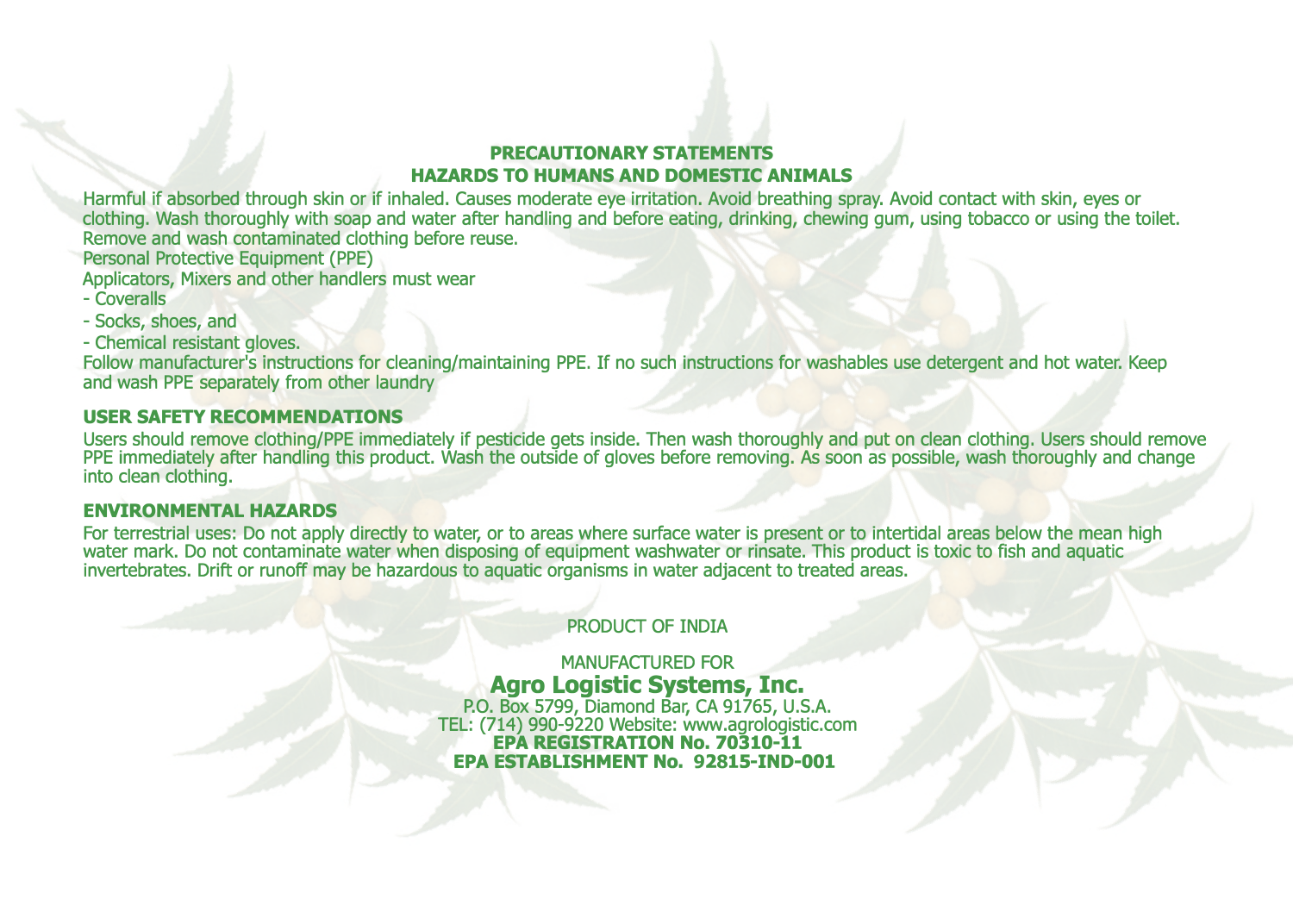## PRECAUTIONARY STATEMENTS
## HAZARDS TO HUMANS AND DOMESTIC ANIMALS

Harmful if absorbed through skin or if inhaled. Causes moderate eye irritation. Avoid breathing spray. Avoid contact with skin, eyes or clothing. Wash thoroughly with soap and water after handling and before eating, drinking, chewing gum, using tobacco or using the toilet. Remove and wash contaminated clothing before reuse.

Personal Protective Equipment (PPE)

Applicators, Mixers and other handlers must wear

- Coveralls
- Socks, shoes, and
- Chemical resistant gloves.

Follow manufacturer's instructions for cleaning/maintaining PPE. If no such instructions for washables use detergent and hot water. Keep and wash PPE separately from other laundry

### USER SAFETY RECOMMENDATIONS

Users should remove clothing/PPE immediately if pesticide gets inside. Then wash thoroughly and put on clean clothing. Users should remove PPE immediately after handling this product. Wash the outside of gloves before removing. As soon as possible, wash thoroughly and change into clean clothing.

### ENVIRONMENTAL HAZARDS

For terrestrial uses: Do not apply directly to water, or to areas where surface water is present or to intertidal areas below the mean high water mark. Do not contaminate water when disposing of equipment washwater or rinsate. This product is toxic to fish and aquatic invertebrates. Drift or runoff may be hazardous to aquatic organisms in water adjacent to treated areas.

PRODUCT OF INDIA

MANUFACTURED FOR

**Agro Logistic Systems, Inc.**

P.O. Box 5799, Diamond Bar, CA 91765, U.S.A.
TEL: (714) 990-9220 Website: www.agrologistic.com

**EPA REGISTRATION No. 70310-11**

**EPA ESTABLISHMENT No. 92815-IND-001**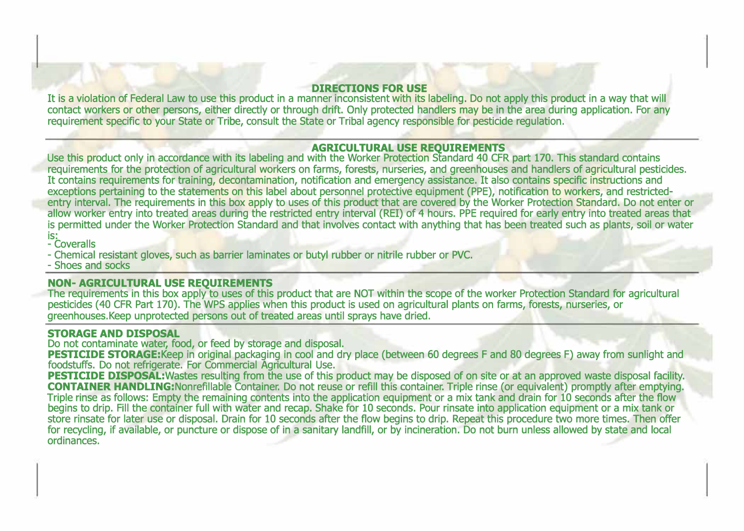## DIRECTIONS FOR USE

It is a violation of Federal Law to use this product in a manner inconsistent with its labeling. Do not apply this product in a way that will contact workers or other persons, either directly or through drift. Only protected handlers may be in the area during application. For any requirement specific to your State or Tribe, consult the State or Tribal agency responsible for pesticide regulation.

---

## AGRICULTURAL USE REQUIREMENTS

Use this product only in accordance with its labeling and with the Worker Protection Standard 40 CFR part 170. This standard contains requirements for the protection of agricultural workers on farms, forests, nurseries, and greenhouses and handlers of agricultural pesticides. It contains requirements for training, decontamination, notification and emergency assistance. It also contains specific instructions and exceptions pertaining to the statements on this label about personnel protective equipment (PPE), notification to workers, and restricted-entry interval. The requirements in this box apply to uses of this product that are covered by the Worker Protection Standard. Do not enter or allow worker entry into treated areas during the restricted entry interval (REI) of 4 hours. PPE required for early entry into treated areas that is permitted under the Worker Protection Standard and that involves contact with anything that has been treated such as plants, soil or water is:

- Coveralls
- Chemical resistant gloves, such as barrier laminates or butyl rubber or nitrile rubber or PVC.
- Shoes and socks

---

## NON- AGRICULTURAL USE REQUIREMENTS

The requirements in this box apply to uses of this product that are NOT within the scope of the worker Protection Standard for agricultural pesticides (40 CFR Part 170). The WPS applies when this product is used on agricultural plants on farms, forests, nurseries, or greenhouses.Keep unprotected persons out of treated areas until sprays have dried.

---

## STORAGE AND DISPOSAL

Do not contaminate water, food, or feed by storage and disposal.

**PESTICIDE STORAGE:**Keep in original packaging in cool and dry place (between 60 degrees F and 80 degrees F) away from sunlight and foodstuffs. Do not refrigerate. For Commercial Agricultural Use.

**PESTICIDE DISPOSAL:**Wastes resulting from the use of this product may be disposed of on site or at an approved waste disposal facility.

**CONTAINER HANDLING:**Nonrefillable Container. Do not reuse or refill this container. Triple rinse (or equivalent) promptly after emptying. Triple rinse as follows: Empty the remaining contents into the application equipment or a mix tank and drain for 10 seconds after the flow begins to drip. Fill the container full with water and recap. Shake for 10 seconds. Pour rinsate into application equipment or a mix tank or store rinsate for later use or disposal. Drain for 10 seconds after the flow begins to drip. Repeat this procedure two more times. Then offer for recycling, if available, or puncture or dispose of in a sanitary landfill, or by incineration. Do not burn unless allowed by state and local ordinances.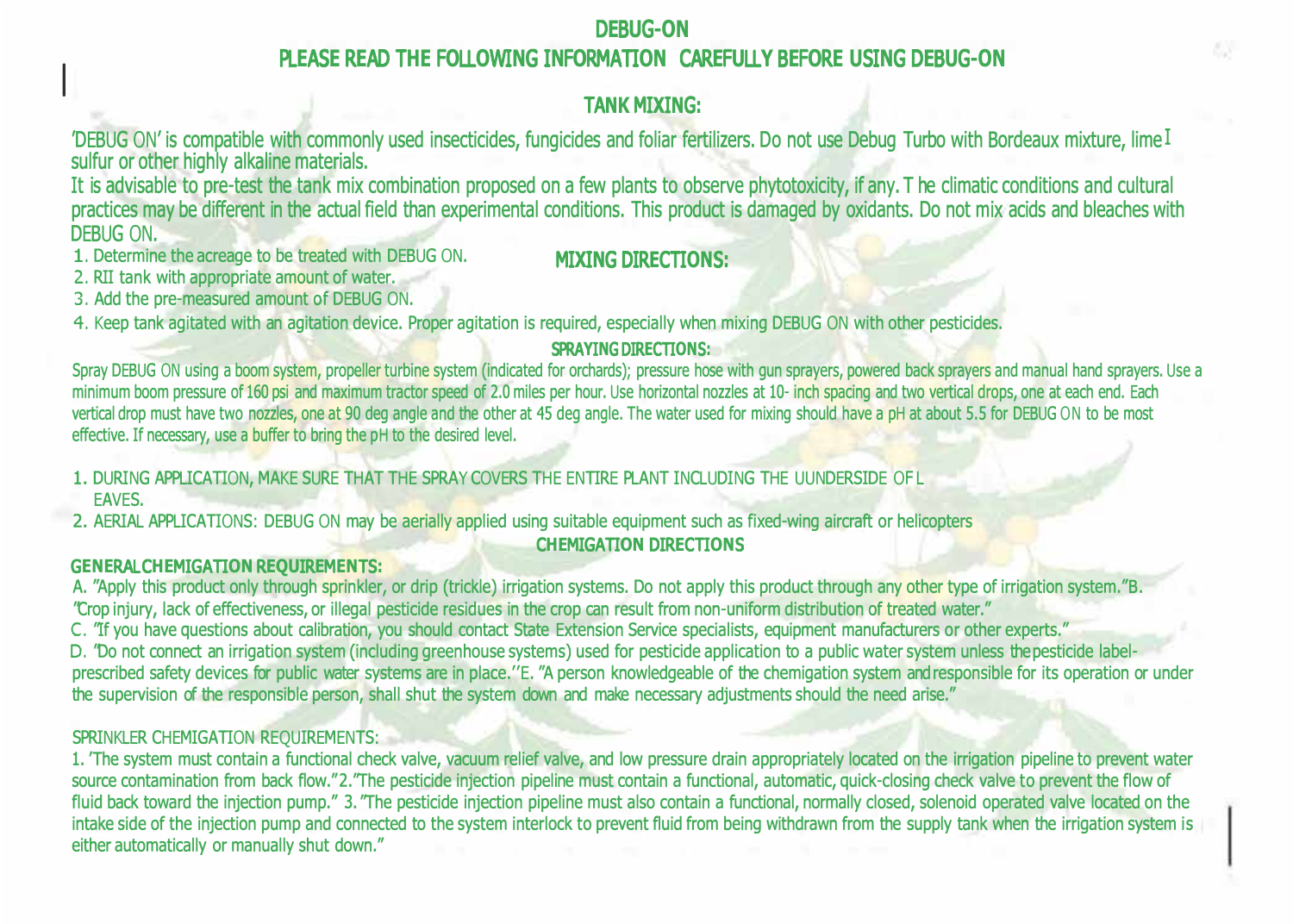# DEBUG-ON

## PLEASE READ THE FOLLOWING INFORMATION CAREFULLY BEFORE USING DEBUG-ON

### TANK MIXING:

'DEBUG ON' is compatible with commonly used insecticides, fungicides and foliar fertilizers. Do not use Debug Turbo with Bordeaux mixture, lime sulfur or other highly alkaline materials.

It is advisable to pre-test the tank mix combination proposed on a few plants to observe phytotoxicity, if any. T he climatic conditions and cultural practices may be different in the actual field than experimental conditions. This product is damaged by oxidants. Do not mix acids and bleaches with DEBUG ON.

### MIXING DIRECTIONS:

1. Determine the acreage to be treated with DEBUG ON.
2. RII tank with appropriate amount of water.
3. Add the pre-measured amount of DEBUG ON.
4. Keep tank agitated with an agitation device. Proper agitation is required, especially when mixing DEBUG ON with other pesticides.

### SPRAYING DIRECTIONS:

Spray DEBUG ON using a boom system, propeller turbine system (indicated for orchards); pressure hose with gun sprayers, powered back sprayers and manual hand sprayers. Use a minimum boom pressure of 160 psi and maximum tractor speed of 2.0 miles per hour. Use horizontal nozzles at 10- inch spacing and two vertical drops, one at each end. Each vertical drop must have two nozzles, one at 90 deg angle and the other at 45 deg angle. The water used for mixing should have a pH at about 5.5 for DEBUG ON to be most effective. If necessary, use a buffer to bring the pH to the desired level.

1. DURING APPLICATION, MAKE SURE THAT THE SPRAY COVERS THE ENTIRE PLANT INCLUDING THE UUNDERSIDE OF L EAVES.
2. AERIAL APPLICATIONS: DEBUG ON may be aerially applied using suitable equipment such as fixed-wing aircraft or helicopters

### CHEMIGATION DIRECTIONS

**GENERAL CHEMIGATION REQUIREMENTS:**

A. "Apply this product only through sprinkler, or drip (trickle) irrigation systems. Do not apply this product through any other type of irrigation system."B. "Crop injury, lack of effectiveness, or illegal pesticide residues in the crop can result from non-uniform distribution of treated water."

C. "If you have questions about calibration, you should contact State Extension Service specialists, equipment manufacturers or other experts."

D. "Do not connect an irrigation system (including greenhouse systems) used for pesticide application to a public water system unless the pesticide label-prescribed safety devices for public water systems are in place.''E. "A person knowledgeable of the chemigation system and responsible for its operation or under the supervision of the responsible person, shall shut the system down and make necessary adjustments should the need arise."

SPRINKLER CHEMIGATION REQUIREMENTS:

1. 'The system must contain a functional check valve, vacuum relief valve, and low pressure drain appropriately located on the irrigation pipeline to prevent water source contamination from back flow."2."The pesticide injection pipeline must contain a functional, automatic, quick-closing check valve to prevent the flow of fluid back toward the injection pump." 3. "The pesticide injection pipeline must also contain a functional, normally closed, solenoid operated valve located on the intake side of the injection pump and connected to the system interlock to prevent fluid from being withdrawn from the supply tank when the irrigation system is either automatically or manually shut down."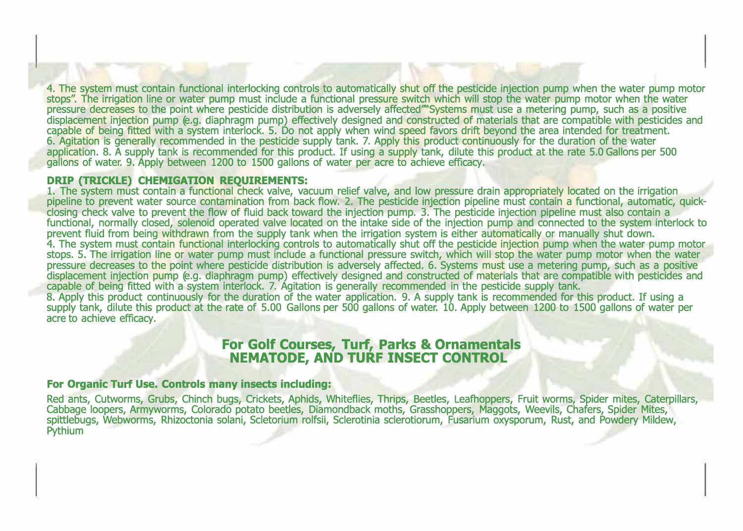4. The system must contain functional interlocking controls to automatically shut off the pesticide injection pump when the water pump motor stops". The irrigation line or water pump must include a functional pressure switch which will stop the water pump motor when the water pressure decreases to the point where pesticide distribution is adversely affected""Systems must use a metering pump, such as a positive displacement injection pump (e.g. diaphragm pump) effectively designed and constructed of materials that are compatible with pesticides and capable of being fitted with a system interlock. 5. Do not apply when wind speed favors drift beyond the area intended for treatment. 6. Agitation is generally recommended in the pesticide supply tank. 7. Apply this product continuously for the duration of the water application. 8. A supply tank is recommended for this product. If using a supply tank, dilute this product at the rate 5.0 Gallons per 500 gallons of water. 9. Apply between 1200 to 1500 gallons of water per acre to achieve efficacy.

**DRIP (TRICKLE) CHEMIGATION REQUIREMENTS:**

1. The system must contain a functional check valve, vacuum relief valve, and low pressure drain appropriately located on the irrigation pipeline to prevent water source contamination from back flow. 2. The pesticide injection pipeline must contain a functional, automatic, quick-closing check valve to prevent the flow of fluid back toward the injection pump. 3. The pesticide injection pipeline must also contain a functional, normally closed, solenoid operated valve located on the intake side of the injection pump and connected to the system interlock to prevent fluid from being withdrawn from the supply tank when the irrigation system is either automatically or manually shut down.
4. The system must contain functional interlocking controls to automatically shut off the pesticide injection pump when the water pump motor stops. 5. The irrigation line or water pump must include a functional pressure switch, which will stop the water pump motor when the water pressure decreases to the point where pesticide distribution is adversely affected. 6. Systems must use a metering pump, such as a positive displacement injection pump (e.g. diaphragm pump) effectively designed and constructed of materials that are compatible with pesticides and capable of being fitted with a system interlock. 7. Agitation is generally recommended in the pesticide supply tank.
8. Apply this product continuously for the duration of the water application. 9. A supply tank is recommended for this product. If using a supply tank, dilute this product at the rate of 5.00 Gallons per 500 gallons of water. 10. Apply between 1200 to 1500 gallons of water per acre to achieve efficacy.

## For Golf Courses, Turf, Parks & Ornamentals
## NEMATODE, AND TURF INSECT CONTROL

**For Organic Turf Use. Controls many insects including:**

Red ants, Cutworms, Grubs, Chinch bugs, Crickets, Aphids, Whiteflies, Thrips, Beetles, Leafhoppers, Fruit worms, Spider mites, Caterpillars, Cabbage loopers, Armyworms, Colorado potato beetles, Diamondback moths, Grasshoppers, Maggots, Weevils, Chafers, Spider Mites, spittlebugs, Webworms, Rhizoctonia solani, Scletorium rolfsii, Sclerotinia sclerotiorum, Fusarium oxysporum, Rust, and Powdery Mildew, Pythium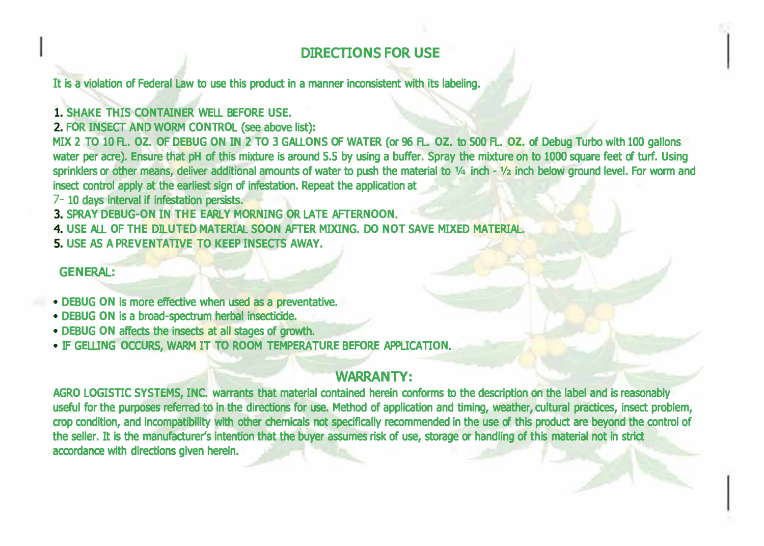## DIRECTIONS FOR USE

It is a violation of Federal Law to use this product in a manner inconsistent with its labeling.

1. SHAKE THIS CONTAINER WELL BEFORE USE.
2. FOR INSECT AND WORM CONTROL (see above list):
MIX 2 TO 10 FL. OZ. OF DEBUG ON IN 2 TO 3 GALLONS OF WATER (or 96 FL. OZ. to 500 FL. OZ. of Debug Turbo with 100 gallons water per acre). Ensure that pH of this mixture is around 5.5 by using a buffer. Spray the mixture on to 1000 square feet of turf. Using sprinklers or other means, deliver additional amounts of water to push the material to ¼ inch - ½ inch below ground level. For worm and insect control apply at the earliest sign of infestation. Repeat the application at
7- 10 days interval if infestation persists.
3. SPRAY DEBUG-ON IN THE EARLY MORNING OR LATE AFTERNOON.
4. USE ALL OF THE DILUTED MATERIAL SOON AFTER MIXING. DO NOT SAVE MIXED MATERIAL.
5. USE AS A PREVENTATIVE TO KEEP INSECTS AWAY.

### GENERAL:

- DEBUG ON is more effective when used as a preventative.
- DEBUG ON is a broad-spectrum herbal insecticide.
- DEBUG ON affects the insects at all stages of growth.
- IF GELLING OCCURS, WARM IT TO ROOM TEMPERATURE BEFORE APPLICATION.

## WARRANTY:

AGRO LOGISTIC SYSTEMS, INC. warrants that material contained herein conforms to the description on the label and is reasonably useful for the purposes referred to in the directions for use. Method of application and timing, weather, cultural practices, insect problem, crop condition, and incompatibility with other chemicals not specifically recommended in the use of this product are beyond the control of the seller. It is the manufacturer's intention that the buyer assumes risk of use, storage or handling of this material not in strict accordance with directions given herein.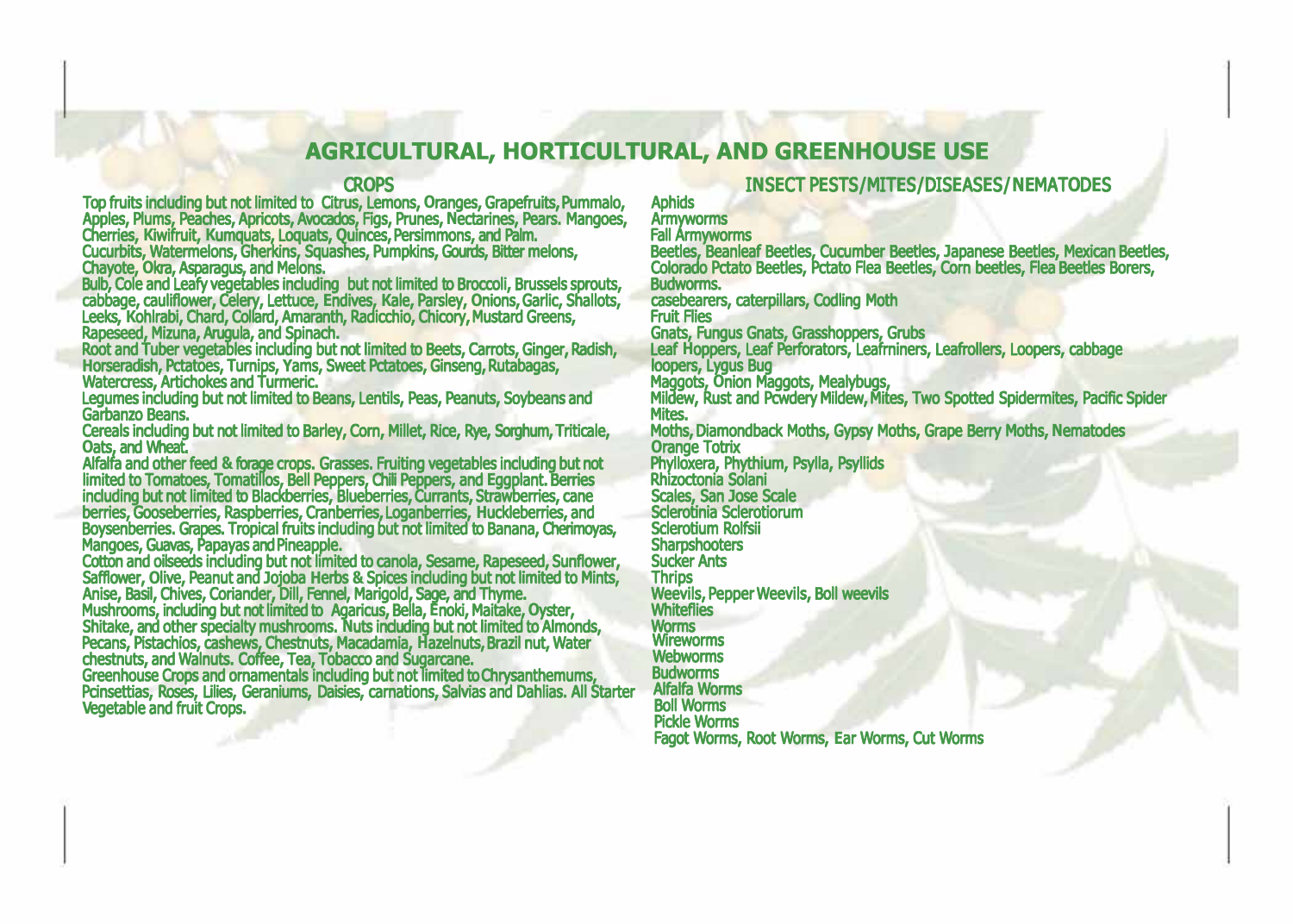# AGRICULTURAL, HORTICULTURAL, AND GREENHOUSE USE

## CROPS

Top fruits including but not limited to Citrus, Lemons, Oranges, Grapefruits, Pummalo, Apples, Plums, Peaches, Apricots, Avocados, Figs, Prunes, Nectarines, Pears. Mangoes, Cherries, Kiwifruit, Kumquats, Loquats, Quinces, Persimmons, and Palm.
Cucurbits, Watermelons, Gherkins, Squashes, Pumpkins, Gourds, Bitter melons, Chayote, Okra, Asparagus, and Melons.
Bulb, Cole and Leafy vegetables including but not limited to Broccoli, Brussels sprouts, cabbage, cauliflower, Celery, Lettuce, Endives, Kale, Parsley, Onions, Garlic, Shallots, Leeks, Kohlrabi, Chard, Collard, Amaranth, Radicchio, Chicory, Mustard Greens, Rapeseed, Mizuna, Arugula, and Spinach.
Root and Tuber vegetables including but not limited to Beets, Carrots, Ginger, Radish, Horseradish, Pctatoes, Turnips, Yams, Sweet Pctatoes, Ginseng, Rutabagas, Watercress, Artichokes and Turmeric.
Legumes including but not limited to Beans, Lentils, Peas, Peanuts, Soybeans and Garbanzo Beans.
Cereals including but not limited to Barley, Corn, Millet, Rice, Rye, Sorghum, Triticale, Oats, and Wheat.
Alfalfa and other feed & forage crops. Grasses. Fruiting vegetables including but not limited to Tomatoes, Tomatillos, Bell Peppers, Chili Peppers, and Eggplant. Berries including but not limited to Blackberries, Blueberries, Currants, Strawberries, cane berries, Gooseberries, Raspberries, Cranberries, Loganberries, Huckleberries, and Boysenberries. Grapes. Tropical fruits including but not limited to Banana, Cherimoyas, Mangoes, Guavas, Papayas and Pineapple.
Cotton and oilseeds including but not limited to canola, Sesame, Rapeseed, Sunflower, Safflower, Olive, Peanut and Jojoba Herbs & Spices including but not limited to Mints, Anise, Basil, Chives, Coriander, Dill, Fennel, Marigold, Sage, and Thyme.
Mushrooms, including but not limited to Agaricus, Bella, Enoki, Maitake, Oyster, Shitake, and other specialty mushrooms. Nuts including but not limited to Almonds, Pecans, Pistachios, cashews, Chestnuts, Macadamia, Hazelnuts, Brazil nut, Water chestnuts, and Walnuts. Coffee, Tea, Tobacco and Sugarcane.
Greenhouse Crops and ornamentals including but not limited to Chrysanthemums, Pcinsettias, Roses, Lilies, Geraniums, Daisies, carnations, Salvias and Dahlias. All Starter Vegetable and fruit Crops.

## INSECT PESTS/MITES/DISEASES/NEMATODES

Aphids
Armyworms
Fall Armyworms
Beetles, Beanleaf Beetles, Cucumber Beetles, Japanese Beetles, Mexican Beetles, Colorado Pctato Beetles, Pctato Flea Beetles, Corn beetles, Flea Beetles Borers, Budworms.
casebearers, caterpillars, Codling Moth
Fruit Flies
Gnats, Fungus Gnats, Grasshoppers, Grubs
Leaf Hoppers, Leaf Perforators, Leafminers, Leafrollers, Loopers, cabbage loopers, Lygus Bug
Maggots, Onion Maggots, Mealybugs,
Mildew, Rust and Pcwdery Mildew, Mites, Two Spotted Spidermites, Pacific Spider Mites.
Moths, Diamondback Moths, Gypsy Moths, Grape Berry Moths, Nematodes
Orange Totrix
Phylloxera, Phythium, Psylla, Psyllids
Rhizoctonia Solani
Scales, San Jose Scale
Sclerotinia Sclerotiorum
Sclerotium Rolfsii
Sharpshooters
Sucker Ants
Thrips
Weevils, Pepper Weevils, Boll weevils
Whiteflies
Worms
Wireworms
Webworms
Budworms
Alfalfa Worms
Boll Worms
Pickle Worms
Fagot Worms, Root Worms, Ear Worms, Cut Worms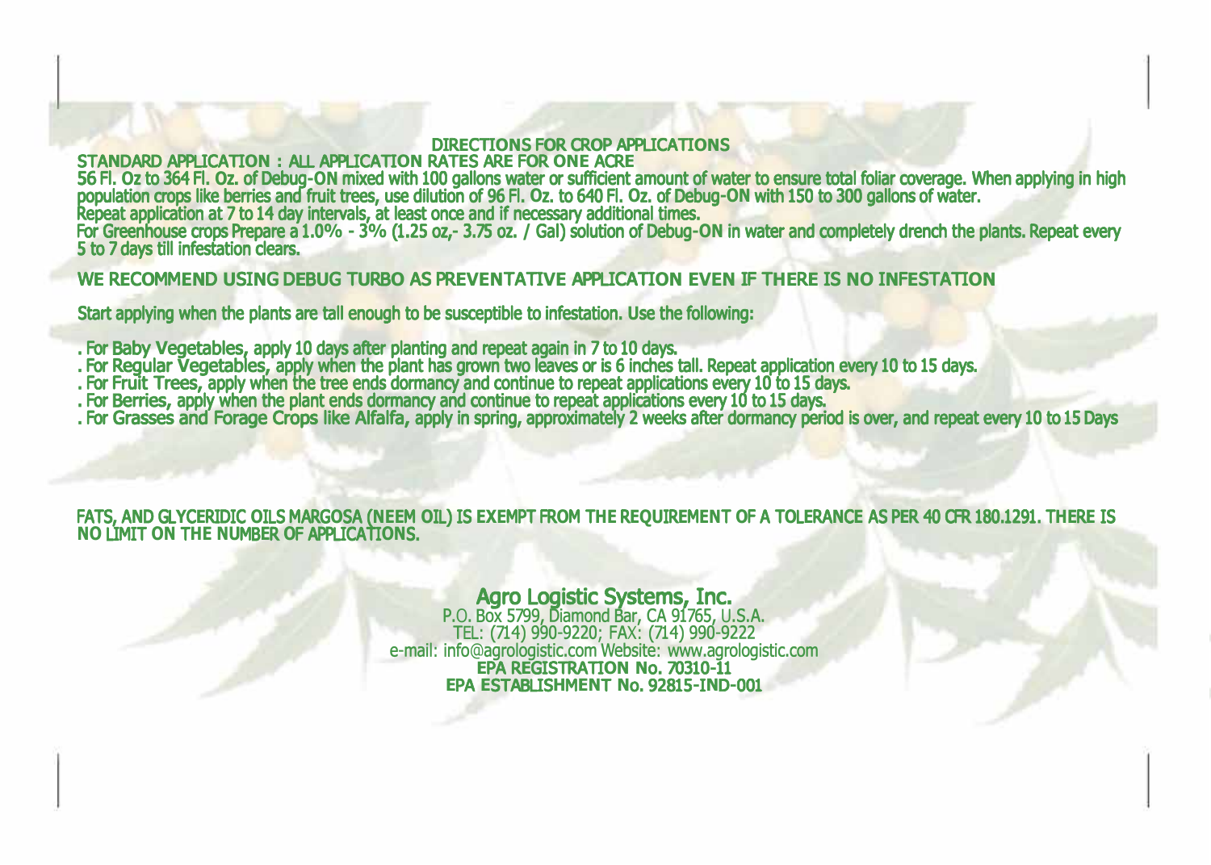## DIRECTIONS FOR CROP APPLICATIONS

**STANDARD APPLICATION : ALL APPLICATION RATES ARE FOR ONE ACRE**

56 Fl. Oz to 364 Fl. Oz. of Debug-ON mixed with 100 gallons water or sufficient amount of water to ensure total foliar coverage. When applying in high population crops like berries and fruit trees, use dilution of 96 Fl. Oz. to 640 Fl. Oz. of Debug-ON with 150 to 300 gallons of water.
Repeat application at 7 to 14 day intervals, at least once and if necessary additional times.
For Greenhouse crops Prepare a 1.0% - 3% (1.25 oz,- 3.75 oz. / Gal) solution of Debug-ON in water and completely drench the plants. Repeat every 5 to 7 days till infestation clears.

**WE RECOMMEND USING DEBUG TURBO AS PREVENTATIVE APPLICATION EVEN IF THERE IS NO INFESTATION**

Start applying when the plants are tall enough to be susceptible to infestation. Use the following:

- For **Baby Vegetables,** apply 10 days after planting and repeat again in 7 to 10 days.
- For **Regular Vegetables,** apply when the plant has grown two leaves or is 6 inches tall. Repeat application every 10 to 15 days.
- For **Fruit Trees,** apply when the tree ends dormancy and continue to repeat applications every 10 to 15 days.
- For **Berries,** apply when the plant ends dormancy and continue to repeat applications every 10 to 15 days.
- For **Grasses and Forage Crops like Alfalfa,** apply in spring, approximately 2 weeks after dormancy period is over, and repeat every 10 to 15 Days

FATS, AND GLYCERIDIC OILS MARGOSA (NEEM OIL) IS EXEMPT FROM THE REQUIREMENT OF A TOLERANCE AS PER 40 CFR 180.1291. THERE IS NO LIMIT ON THE NUMBER OF APPLICATIONS.

**Agro Logistic Systems, Inc.**
P.O. Box 5799, Diamond Bar, CA 91765, U.S.A.
TEL: (714) 990-9220; FAX: (714) 990-9222
e-mail: info@agrologistic.com Website: www.agrologistic.com
**EPA REGISTRATION No. 70310-11**
**EPA ESTABLISHMENT No. 92815-IND-001**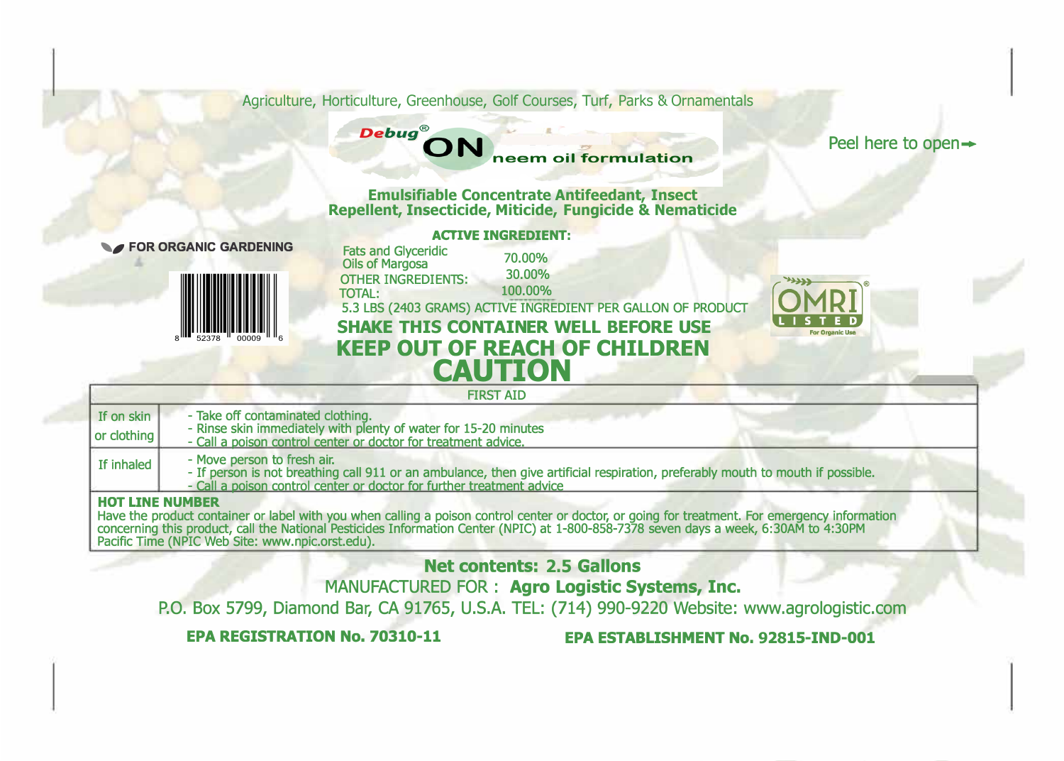Agriculture, Horticulture, Greenhouse, Golf Courses, Turf, Parks & Ornamentals

Peel here to open→

# Debug® ON neem oil formulation

**Emulsifiable Concentrate Antifeedant, Insect Repellent, Insecticide, Miticide, Fungicide & Nematicide**

FOR ORGANIC GARDENING

8 52378 00009 6

**ACTIVE INGREDIENT:**

| | |
|---|---|
| Fats and Glyceridic Oils of Margosa | 70.00% |
| OTHER INGREDIENTS: | 30.00% |
| TOTAL: | 100.00% |

5.3 LBS (2403 GRAMS) ACTIVE INGREDIENT PER GALLON OF PRODUCT

OMRI® LISTED For Organic Use

**SHAKE THIS CONTAINER WELL BEFORE USE**

**KEEP OUT OF REACH OF CHILDREN**

**CAUTION**

| FIRST AID | |
|---|---|
| If on skin or clothing | - Take off contaminated clothing.<br>- Rinse skin immediately with plenty of water for 15-20 minutes<br>- Call a poison control center or doctor for treatment advice. |
| If inhaled | - Move person to fresh air.<br>- If person is not breathing call 911 or an ambulance, then give artificial respiration, preferably mouth to mouth if possible.<br>- Call a poison control center or doctor for further treatment advice |

**HOT LINE NUMBER**
Have the product container or label with you when calling a poison control center or doctor, or going for treatment. For emergency information concerning this product, call the National Pesticides Information Center (NPIC) at 1-800-858-7378 seven days a week, 6:30AM to 4:30PM Pacific Time (NPIC Web Site: www.npic.orst.edu).

**Net contents: 2.5 Gallons**

MANUFACTURED FOR : **Agro Logistic Systems, Inc.**

P.O. Box 5799, Diamond Bar, CA 91765, U.S.A. TEL: (714) 990-9220 Website: www.agrologistic.com

**EPA REGISTRATION No. 70310-11** **EPA ESTABLISHMENT No. 92815-IND-001**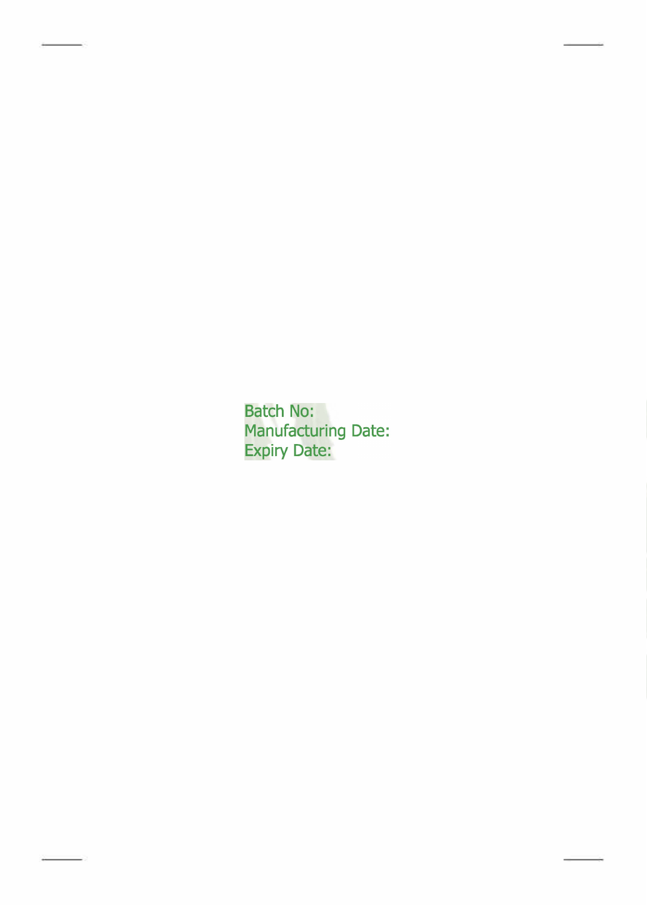Batch No:
Manufacturing Date:
Expiry Date: